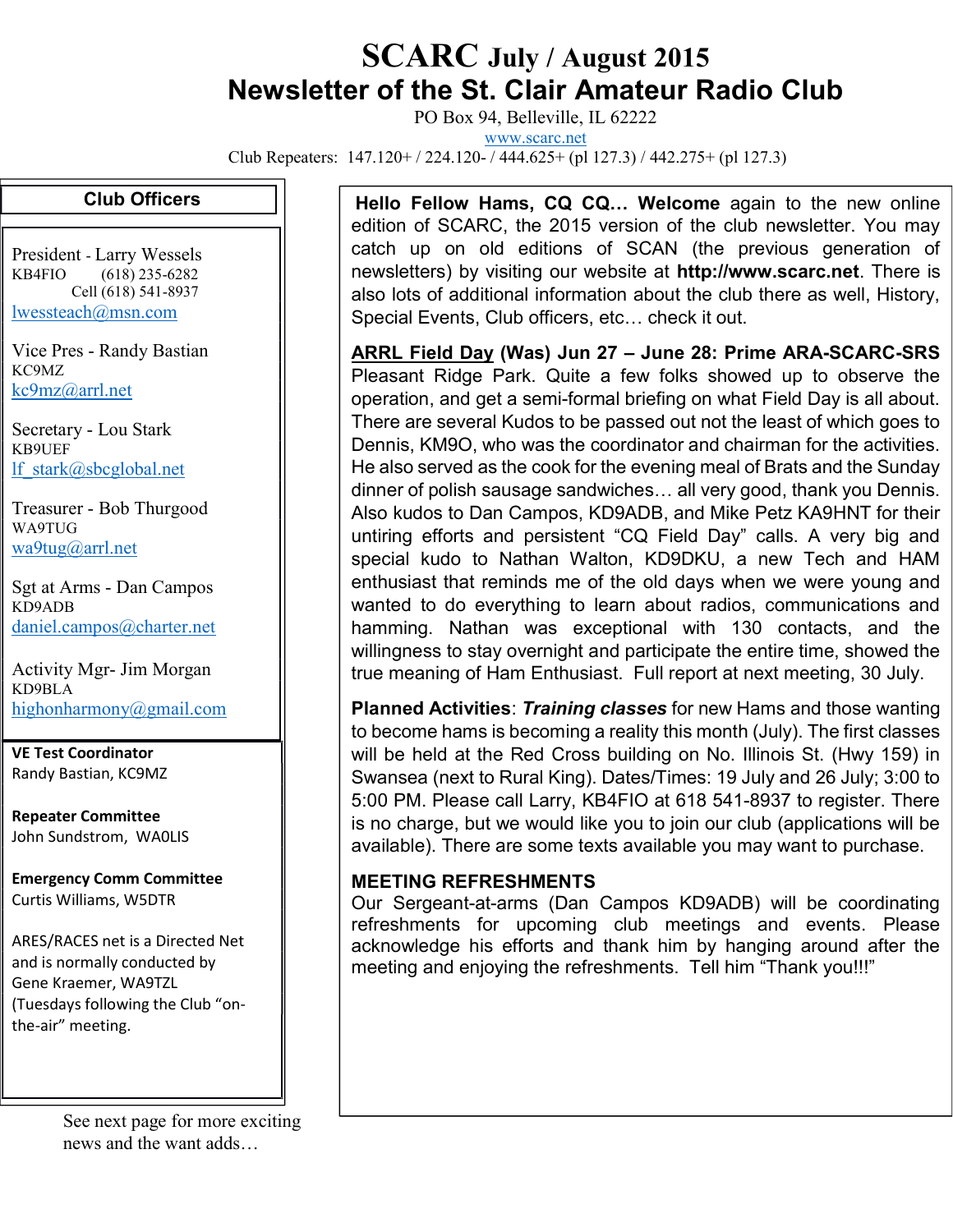# SCARC July / August 2015

## Newsletter of the St. Clair Amateur Radio Club

PO Box 94, Belleville, IL 62222

www.scarc.net

Club Repeaters: 147.120+ / 224.120- / 444.625+ (pl 127.3) / 442.275+ (pl 127.3)

### Club Officers

President - Larry Wessels
KB4FIO (618) 235-6282
Cell (618) 541-8937
lwessteach@msn.com

Vice Pres - Randy Bastian
KC9MZ
kc9mz@arrl.net

Secretary - Lou Stark
KB9UEF
lf_stark@sbcglobal.net

Treasurer - Bob Thurgood
WA9TUG
wa9tug@arrl.net

Sgt at Arms - Dan Campos
KD9ADB
daniel.campos@charter.net

Activity Mgr- Jim Morgan
KD9BLA
highonharmony@gmail.com

**VE Test Coordinator**
Randy Bastian, KC9MZ

**Repeater Committee**
John Sundstrom, WA0LIS

**Emergency Comm Committee**
Curtis Williams, W5DTR

ARES/RACES net is a Directed Net and is normally conducted by Gene Kraemer, WA9TZL (Tuesdays following the Club "on-the-air" meeting.

See next page for more exciting news and the want adds…

**Hello Fellow Hams, CQ CQ… Welcome** again to the new online edition of SCARC, the 2015 version of the club newsletter. You may catch up on old editions of SCAN (the previous generation of newsletters) by visiting our website at **http://www.scarc.net**. There is also lots of additional information about the club there as well, History, Special Events, Club officers, etc… check it out.

**ARRL Field Day (Was) Jun 27 – June 28: Prime ARA-SCARC-SRS** Pleasant Ridge Park. Quite a few folks showed up to observe the operation, and get a semi-formal briefing on what Field Day is all about. There are several Kudos to be passed out not the least of which goes to Dennis, KM9O, who was the coordinator and chairman for the activities. He also served as the cook for the evening meal of Brats and the Sunday dinner of polish sausage sandwiches… all very good, thank you Dennis. Also kudos to Dan Campos, KD9ADB, and Mike Petz KA9HNT for their untiring efforts and persistent "CQ Field Day" calls. A very big and special kudo to Nathan Walton, KD9DKU, a new Tech and HAM enthusiast that reminds me of the old days when we were young and wanted to do everything to learn about radios, communications and hamming. Nathan was exceptional with 130 contacts, and the willingness to stay overnight and participate the entire time, showed the true meaning of Ham Enthusiast. Full report at next meeting, 30 July.

**Planned Activities**: ***Training classes*** for new Hams and those wanting to become hams is becoming a reality this month (July). The first classes will be held at the Red Cross building on No. Illinois St. (Hwy 159) in Swansea (next to Rural King). Dates/Times: 19 July and 26 July; 3:00 to 5:00 PM. Please call Larry, KB4FIO at 618 541-8937 to register. There is no charge, but we would like you to join our club (applications will be available). There are some texts available you may want to purchase.

**MEETING REFRESHMENTS**
Our Sergeant-at-arms (Dan Campos KD9ADB) will be coordinating refreshments for upcoming club meetings and events. Please acknowledge his efforts and thank him by hanging around after the meeting and enjoying the refreshments. Tell him "Thank you!!!"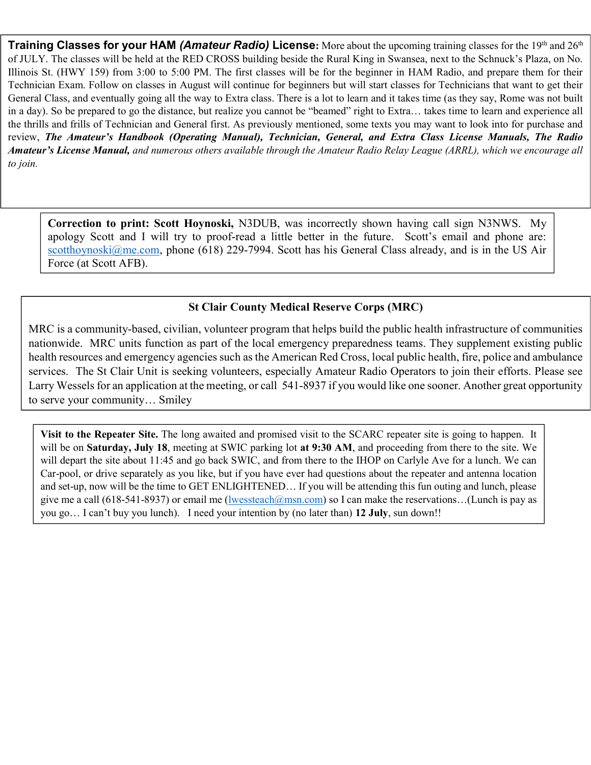**Training Classes for your HAM *(Amateur Radio)* License:** More about the upcoming training classes for the 19th and 26th of JULY. The classes will be held at the RED CROSS building beside the Rural King in Swansea, next to the Schnuck's Plaza, on No. Illinois St. (HWY 159) from 3:00 to 5:00 PM. The first classes will be for the beginner in HAM Radio, and prepare them for their Technician Exam. Follow on classes in August will continue for beginners but will start classes for Technicians that want to get their General Class, and eventually going all the way to Extra class. There is a lot to learn and it takes time (as they say, Rome was not built in a day). So be prepared to go the distance, but realize you cannot be "beamed" right to Extra… takes time to learn and experience all the thrills and frills of Technician and General first. As previously mentioned, some texts you may want to look into for purchase and review, ***The Amateur's Handbook (Operating Manual), Technician, General, and Extra Class License Manuals, The Radio Amateur's License Manual,*** *and numerous others available through the Amateur Radio Relay League (ARRL), which we encourage all to join.*

**Correction to print: Scott Hoynoski,** N3DUB, was incorrectly shown having call sign N3NWS. My apology Scott and I will try to proof-read a little better in the future. Scott's email and phone are: scotthoynoski@me.com, phone (618) 229-7994. Scott has his General Class already, and is in the US Air Force (at Scott AFB).

## St Clair County Medical Reserve Corps (MRC)

MRC is a community-based, civilian, volunteer program that helps build the public health infrastructure of communities nationwide. MRC units function as part of the local emergency preparedness teams. They supplement existing public health resources and emergency agencies such as the American Red Cross, local public health, fire, police and ambulance services. The St Clair Unit is seeking volunteers, especially Amateur Radio Operators to join their efforts. Please see Larry Wessels for an application at the meeting, or call 541-8937 if you would like one sooner. Another great opportunity to serve your community… Smiley

**Visit to the Repeater Site.** The long awaited and promised visit to the SCARC repeater site is going to happen. It will be on **Saturday, July 18**, meeting at SWIC parking lot **at 9:30 AM**, and proceeding from there to the site. We will depart the site about 11:45 and go back SWIC, and from there to the IHOP on Carlyle Ave for a lunch. We can Car-pool, or drive separately as you like, but if you have ever had questions about the repeater and antenna location and set-up, now will be the time to GET ENLIGHTENED… If you will be attending this fun outing and lunch, please give me a call (618-541-8937) or email me (lwessteach@msn.com) so I can make the reservations…(Lunch is pay as you go… I can't buy you lunch). I need your intention by (no later than) **12 July**, sun down!!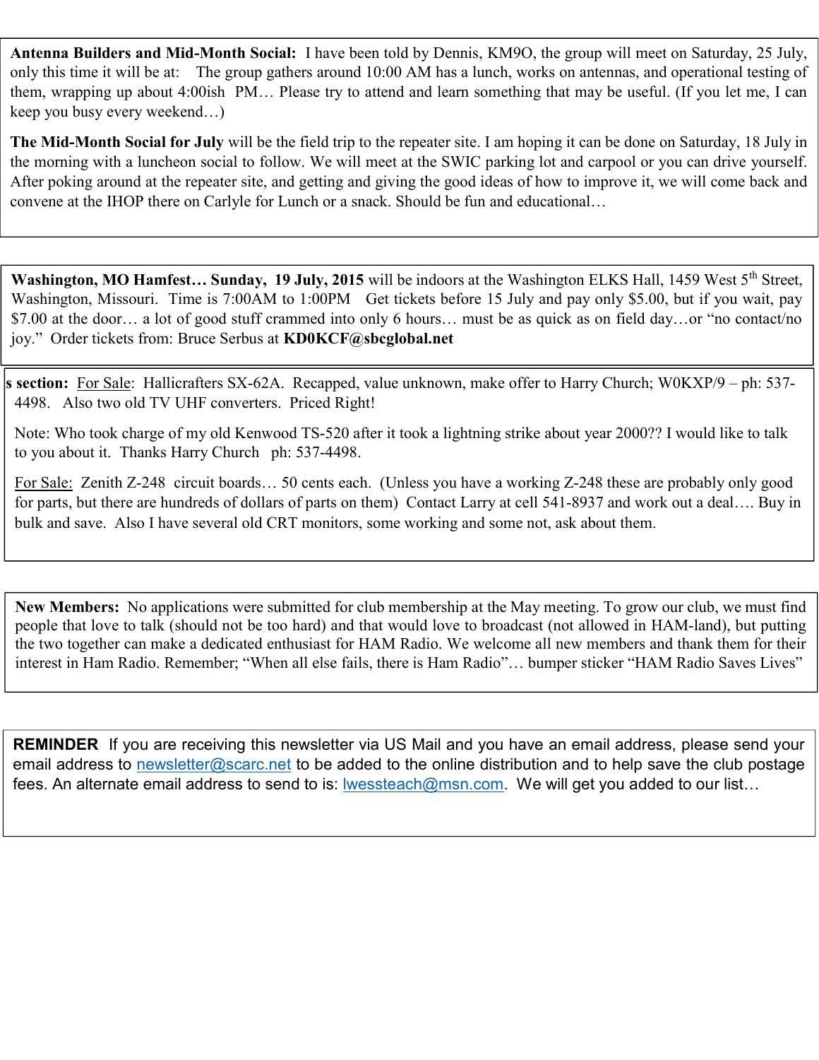**Antenna Builders and Mid-Month Social:** I have been told by Dennis, KM9O, the group will meet on Saturday, 25 July, only this time it will be at: The group gathers around 10:00 AM has a lunch, works on antennas, and operational testing of them, wrapping up about 4:00ish PM… Please try to attend and learn something that may be useful. (If you let me, I can keep you busy every weekend…)

**The Mid-Month Social for July** will be the field trip to the repeater site. I am hoping it can be done on Saturday, 18 July in the morning with a luncheon social to follow. We will meet at the SWIC parking lot and carpool or you can drive yourself. After poking around at the repeater site, and getting and giving the good ideas of how to improve it, we will come back and convene at the IHOP there on Carlyle for Lunch or a snack. Should be fun and educational…

**Washington, MO Hamfest… Sunday, 19 July, 2015** will be indoors at the Washington ELKS Hall, 1459 West 5th Street, Washington, Missouri. Time is 7:00AM to 1:00PM Get tickets before 15 July and pay only $5.00, but if you wait, pay $7.00 at the door… a lot of good stuff crammed into only 6 hours… must be as quick as on field day…or "no contact/no joy." Order tickets from: Bruce Serbus at **KD0KCF@sbcglobal.net**

**s section:** For Sale: Hallicrafters SX-62A. Recapped, value unknown, make offer to Harry Church; W0KXP/9 – ph: 537-4498. Also two old TV UHF converters. Priced Right!

Note: Who took charge of my old Kenwood TS-520 after it took a lightning strike about year 2000?? I would like to talk to you about it. Thanks Harry Church ph: 537-4498.

For Sale: Zenith Z-248 circuit boards… 50 cents each. (Unless you have a working Z-248 these are probably only good for parts, but there are hundreds of dollars of parts on them) Contact Larry at cell 541-8937 and work out a deal…. Buy in bulk and save. Also I have several old CRT monitors, some working and some not, ask about them.

**New Members:** No applications were submitted for club membership at the May meeting. To grow our club, we must find people that love to talk (should not be too hard) and that would love to broadcast (not allowed in HAM-land), but putting the two together can make a dedicated enthusiast for HAM Radio. We welcome all new members and thank them for their interest in Ham Radio. Remember; "When all else fails, there is Ham Radio"… bumper sticker "HAM Radio Saves Lives"

**REMINDER** If you are receiving this newsletter via US Mail and you have an email address, please send your email address to newsletter@scarc.net to be added to the online distribution and to help save the club postage fees. An alternate email address to send to is: lwessteach@msn.com. We will get you added to our list…